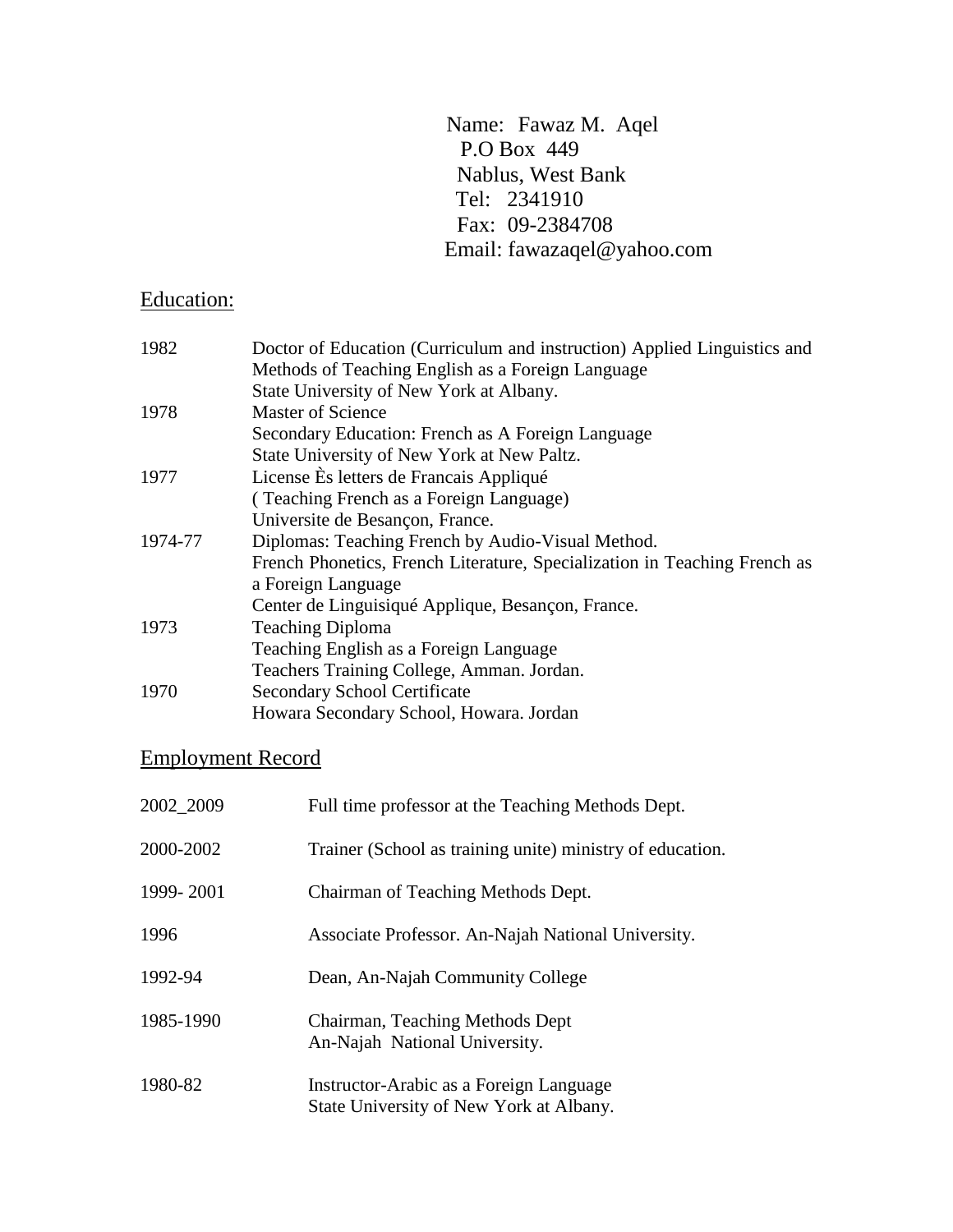Name: Fawaz M. Aqel
P.O Box 449
Nablus, West Bank
Tel: 2341910
Fax: 09-2384708
Email: fawazaqel@yahoo.com

## Education:

| | |
|---|---|
| 1982 | Doctor of Education (Curriculum and instruction) Applied Linguistics and Methods of Teaching English as a Foreign Language<br>State University of New York at Albany. |
| 1978 | Master of Science<br>Secondary Education: French as A Foreign Language<br>State University of New York at New Paltz. |
| 1977 | License Ès letters de Francais Appliqué<br>( Teaching French as a Foreign Language)<br>Universite de Besançon, France. |
| 1974-77 | Diplomas: Teaching French by Audio-Visual Method.<br>French Phonetics, French Literature, Specialization in Teaching French as a Foreign Language<br>Center de Linguisiqué Applique, Besançon, France. |
| 1973 | Teaching Diploma<br>Teaching English as a Foreign Language<br>Teachers Training College, Amman. Jordan. |
| 1970 | Secondary School Certificate<br>Howara Secondary School, Howara. Jordan |

## Employment Record

| | |
|---|---|
| 2002_2009 | Full time professor at the Teaching Methods Dept. |
| 2000-2002 | Trainer (School as training unite) ministry of education. |
| 1999- 2001 | Chairman of Teaching Methods Dept. |
| 1996 | Associate Professor. An-Najah National University. |
| 1992-94 | Dean, An-Najah Community College |
| 1985-1990 | Chairman, Teaching Methods Dept<br>An-Najah National University. |
| 1980-82 | Instructor-Arabic as a Foreign Language<br>State University of New York at Albany. |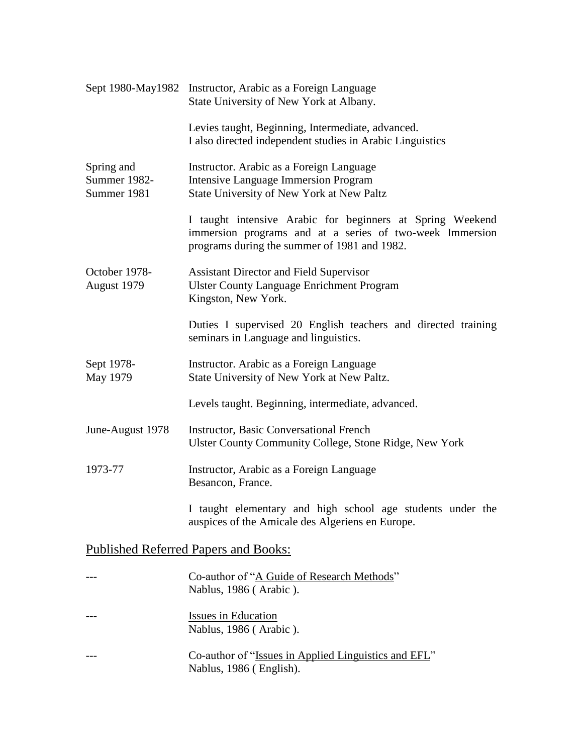| | |
|---|---|
| Sept 1980-May1982 | Instructor, Arabic as a Foreign Language<br>State University of New York at Albany.<br><br>Levies taught, Beginning, Intermediate, advanced.<br>I also directed independent studies in Arabic Linguistics |
| Spring and<br>Summer 1982-<br>Summer 1981 | Instructor. Arabic as a Foreign Language<br>Intensive Language Immersion Program<br>State University of New York at New Paltz<br><br>I taught intensive Arabic for beginners at Spring Weekend immersion programs and at a series of two-week Immersion programs during the summer of 1981 and 1982. |
| October 1978-<br>August 1979 | Assistant Director and Field Supervisor<br>Ulster County Language Enrichment Program<br>Kingston, New York.<br><br>Duties I supervised 20 English teachers and directed training seminars in Language and linguistics. |
| Sept 1978-<br>May 1979 | Instructor. Arabic as a Foreign Language<br>State University of New York at New Paltz.<br><br>Levels taught. Beginning, intermediate, advanced. |
| June-August 1978 | Instructor, Basic Conversational French<br>Ulster County Community College, Stone Ridge, New York |
| 1973-77 | Instructor, Arabic as a Foreign Language<br>Besancon, France.<br><br>I taught elementary and high school age students under the auspices of the Amicale des Algeriens en Europe. |

## Published Referred Papers and Books:

| | |
|---|---|
| --- | Co-author of "A Guide of Research Methods"<br>Nablus, 1986 ( Arabic ). |
| --- | Issues in Education<br>Nablus, 1986 ( Arabic ). |
| --- | Co-author of "Issues in Applied Linguistics and EFL"<br>Nablus, 1986 ( English). |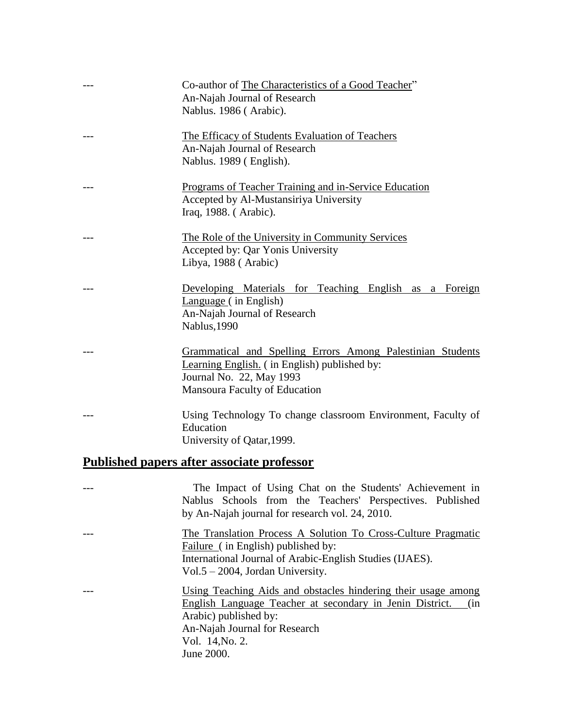--- Co-author of The Characteristics of a Good Teacher"
An-Najah Journal of Research
Nablus. 1986 ( Arabic).

--- The Efficacy of Students Evaluation of Teachers
An-Najah Journal of Research
Nablus. 1989 ( English).

--- Programs of Teacher Training and in-Service Education
Accepted by Al-Mustansiriya University
Iraq, 1988. ( Arabic).

--- The Role of the University in Community Services
Accepted by: Qar Yonis University
Libya, 1988 ( Arabic)

--- Developing Materials for Teaching English as a Foreign Language ( in English)
An-Najah Journal of Research
Nablus,1990

--- Grammatical and Spelling Errors Among Palestinian Students Learning English. ( in English) published by:
Journal No. 22, May 1993
Mansoura Faculty of Education

--- Using Technology To change classroom Environment, Faculty of Education
University of Qatar,1999.

## Published papers after associate professor

--- The Impact of Using Chat on the Students' Achievement in Nablus Schools from the Teachers' Perspectives. Published by An-Najah journal for research vol. 24, 2010.

--- The Translation Process A Solution To Cross-Culture Pragmatic Failure ( in English) published by:
International Journal of Arabic-English Studies (IJAES).
Vol.5 – 2004, Jordan University.

--- Using Teaching Aids and obstacles hindering their usage among English Language Teacher at secondary in Jenin District. (in Arabic) published by:
An-Najah Journal for Research
Vol. 14,No. 2.
June 2000.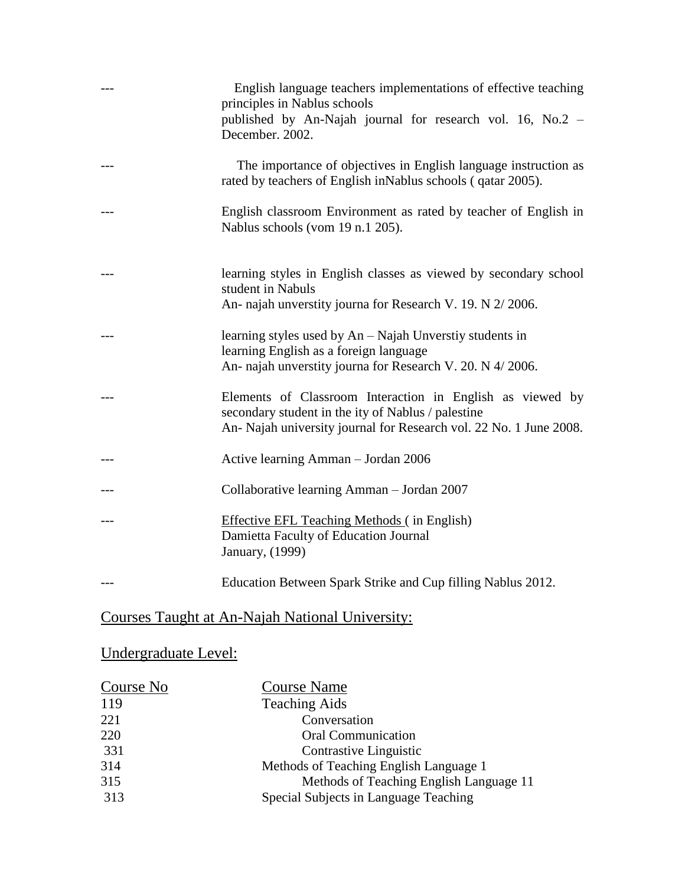--- English language teachers implementations of effective teaching principles in Nablus schools
published by An-Najah journal for research vol. 16, No.2 – December. 2002.

--- The importance of objectives in English language instruction as rated by teachers of English inNablus schools ( qatar 2005).

--- English classroom Environment as rated by teacher of English in Nablus schools (vom 19 n.1 205).

--- learning styles in English classes as viewed by secondary school student in Nabuls
An- najah unverstity journa for Research V. 19. N 2/ 2006.

--- learning styles used by An – Najah Unverstiy students in learning English as a foreign language
An- najah unverstity journa for Research V. 20. N 4/ 2006.

--- Elements of Classroom Interaction in English as viewed by secondary student in the ity of Nablus / palestine
An- Najah university journal for Research vol. 22 No. 1 June 2008.

--- Active learning Amman – Jordan 2006

--- Collaborative learning Amman – Jordan 2007

--- Effective EFL Teaching Methods ( in English)
Damietta Faculty of Education Journal
January, (1999)

--- Education Between Spark Strike and Cup filling Nablus 2012.

## Courses Taught at An-Najah National University:

## Undergraduate Level:

| Course No | Course Name |
|---|---|
| 119 | Teaching Aids |
| 221 | Conversation |
| 220 | Oral Communication |
| 331 | Contrastive Linguistic |
| 314 | Methods of Teaching English Language 1 |
| 315 | Methods of Teaching English Language 11 |
| 313 | Special Subjects in Language Teaching |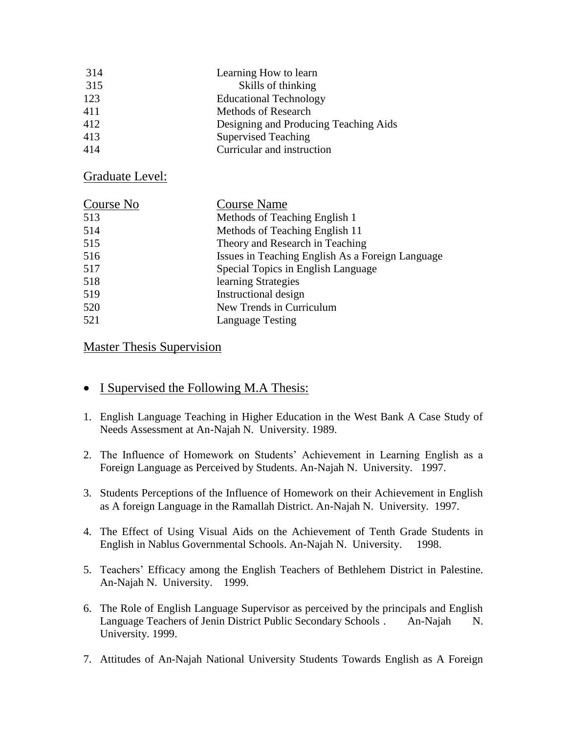| | |
|---|---|
| 314 | Learning How to learn |
| 315 | Skills of thinking |
| 123 | Educational Technology |
| 411 | Methods of Research |
| 412 | Designing and Producing Teaching Aids |
| 413 | Supervised Teaching |
| 414 | Curricular and instruction |

## Graduate Level:

| Course No | Course Name |
|---|---|
| 513 | Methods of Teaching English 1 |
| 514 | Methods of Teaching English 11 |
| 515 | Theory and Research in Teaching |
| 516 | Issues in Teaching English As a Foreign Language |
| 517 | Special Topics in English Language |
| 518 | learning Strategies |
| 519 | Instructional design |
| 520 | New Trends in Curriculum |
| 521 | Language Testing |

## Master Thesis Supervision

- I Supervised the Following M.A Thesis:

1. English Language Teaching in Higher Education in the West Bank A Case Study of Needs Assessment at An-Najah N. University. 1989.

2. The Influence of Homework on Students' Achievement in Learning English as a Foreign Language as Perceived by Students. An-Najah N. University. 1997.

3. Students Perceptions of the Influence of Homework on their Achievement in English as A foreign Language in the Ramallah District. An-Najah N. University. 1997.

4. The Effect of Using Visual Aids on the Achievement of Tenth Grade Students in English in Nablus Governmental Schools. An-Najah N. University. 1998.

5. Teachers' Efficacy among the English Teachers of Bethlehem District in Palestine. An-Najah N. University. 1999.

6. The Role of English Language Supervisor as perceived by the principals and English Language Teachers of Jenin District Public Secondary Schools . An-Najah N. University. 1999.

7. Attitudes of An-Najah National University Students Towards English as A Foreign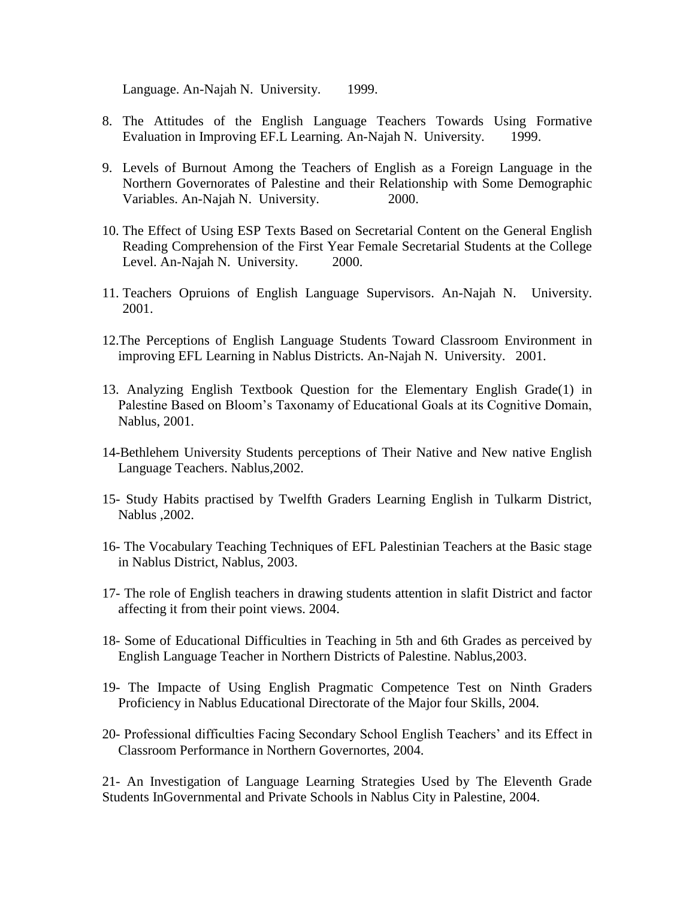Language. An-Najah N. University. 1999.

8. The Attitudes of the English Language Teachers Towards Using Formative Evaluation in Improving EF.L Learning. An-Najah N. University. 1999.

9. Levels of Burnout Among the Teachers of English as a Foreign Language in the Northern Governorates of Palestine and their Relationship with Some Demographic Variables. An-Najah N. University. 2000.

10. The Effect of Using ESP Texts Based on Secretarial Content on the General English Reading Comprehension of the First Year Female Secretarial Students at the College Level. An-Najah N. University. 2000.

11. Teachers Opruions of English Language Supervisors. An-Najah N. University. 2001.

12.The Perceptions of English Language Students Toward Classroom Environment in improving EFL Learning in Nablus Districts. An-Najah N. University. 2001.

13. Analyzing English Textbook Question for the Elementary English Grade(1) in Palestine Based on Bloom's Taxonomy of Educational Goals at its Cognitive Domain, Nablus, 2001.

14-Bethlehem University Students perceptions of Their Native and New native English Language Teachers. Nablus,2002.

15- Study Habits practised by Twelfth Graders Learning English in Tulkarm District, Nablus ,2002.

16- The Vocabulary Teaching Techniques of EFL Palestinian Teachers at the Basic stage in Nablus District, Nablus, 2003.

17- The role of English teachers in drawing students attention in slafit District and factor affecting it from their point views. 2004.

18- Some of Educational Difficulties in Teaching in 5th and 6th Grades as perceived by English Language Teacher in Northern Districts of Palestine. Nablus,2003.

19- The Impacte of Using English Pragmatic Competence Test on Ninth Graders Proficiency in Nablus Educational Directorate of the Major four Skills, 2004.

20- Professional difficulties Facing Secondary School English Teachers' and its Effect in Classroom Performance in Northern Governortes, 2004.

21- An Investigation of Language Learning Strategies Used by The Eleventh Grade Students InGovernmental and Private Schools in Nablus City in Palestine, 2004.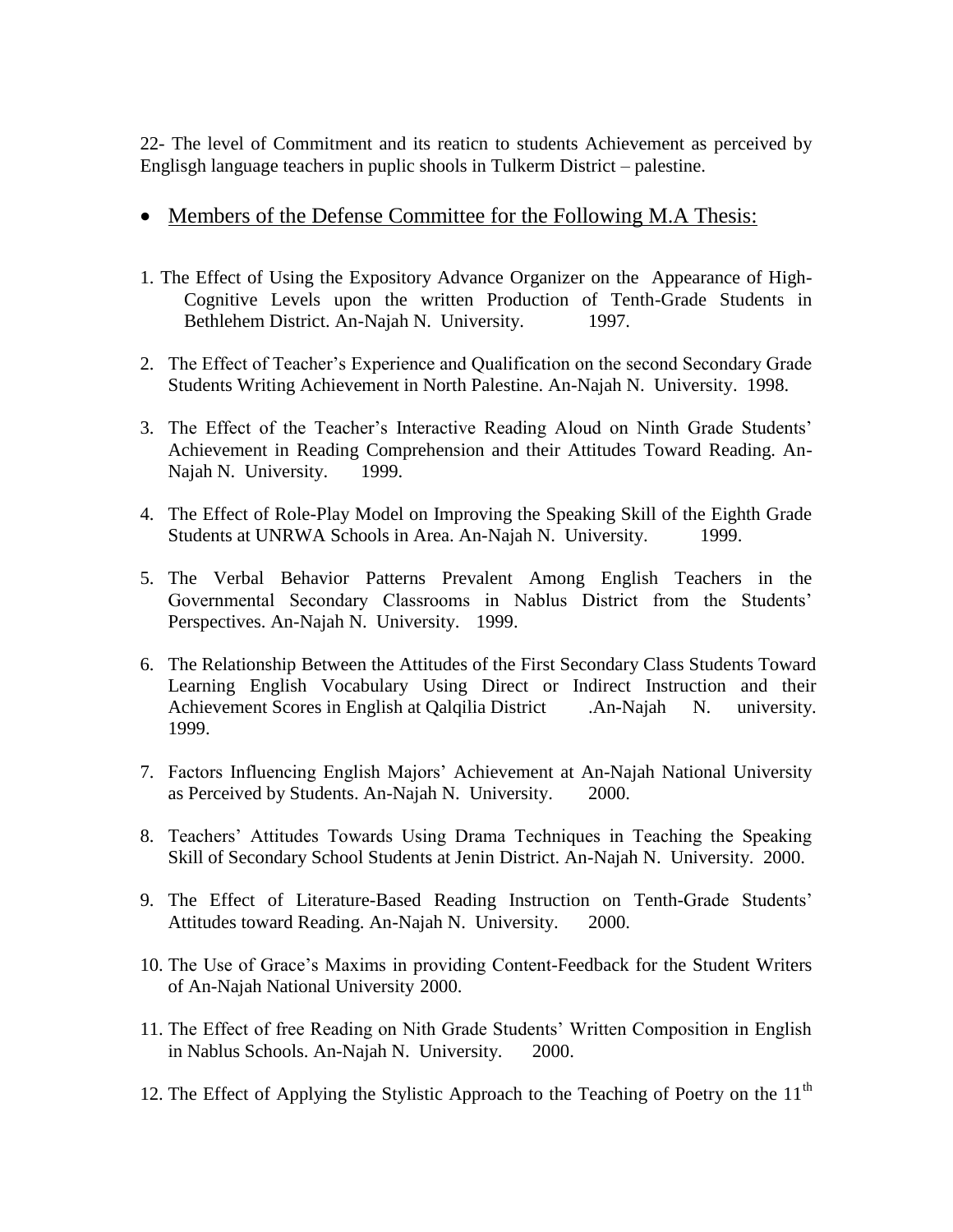22- The level of Commitment and its reaticn to students Achievement as perceived by Englisgh language teachers in puplic shools in Tulkerm District – palestine.

- Members of the Defense Committee for the Following M.A Thesis:

1. The Effect of Using the Expository Advance Organizer on the Appearance of High-Cognitive Levels upon the written Production of Tenth-Grade Students in Bethlehem District. An-Najah N. University. 1997.

2. The Effect of Teacher's Experience and Qualification on the second Secondary Grade Students Writing Achievement in North Palestine. An-Najah N. University. 1998.

3. The Effect of the Teacher's Interactive Reading Aloud on Ninth Grade Students' Achievement in Reading Comprehension and their Attitudes Toward Reading. An-Najah N. University. 1999.

4. The Effect of Role-Play Model on Improving the Speaking Skill of the Eighth Grade Students at UNRWA Schools in Area. An-Najah N. University. 1999.

5. The Verbal Behavior Patterns Prevalent Among English Teachers in the Governmental Secondary Classrooms in Nablus District from the Students' Perspectives. An-Najah N. University. 1999.

6. The Relationship Between the Attitudes of the First Secondary Class Students Toward Learning English Vocabulary Using Direct or Indirect Instruction and their Achievement Scores in English at Qalqilia District .An-Najah N. university. 1999.

7. Factors Influencing English Majors' Achievement at An-Najah National University as Perceived by Students. An-Najah N. University. 2000.

8. Teachers' Attitudes Towards Using Drama Techniques in Teaching the Speaking Skill of Secondary School Students at Jenin District. An-Najah N. University. 2000.

9. The Effect of Literature-Based Reading Instruction on Tenth-Grade Students' Attitudes toward Reading. An-Najah N. University. 2000.

10. The Use of Grace's Maxims in providing Content-Feedback for the Student Writers of An-Najah National University 2000.

11. The Effect of free Reading on Nith Grade Students' Written Composition in English in Nablus Schools. An-Najah N. University. 2000.

12. The Effect of Applying the Stylistic Approach to the Teaching of Poetry on the 11th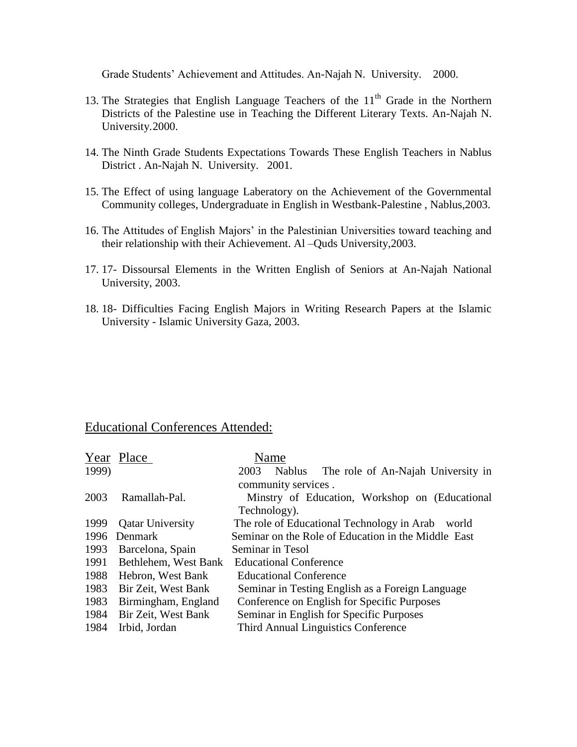Grade Students' Achievement and Attitudes. An-Najah N. University. 2000.

13. The Strategies that English Language Teachers of the 11th Grade in the Northern Districts of the Palestine use in Teaching the Different Literary Texts. An-Najah N. University.2000.

14. The Ninth Grade Students Expectations Towards These English Teachers in Nablus District . An-Najah N. University. 2001.

15. The Effect of using language Laberatory on the Achievement of the Governmental Community colleges, Undergraduate in English in Westbank-Palestine , Nablus,2003.

16. The Attitudes of English Majors' in the Palestinian Universities toward teaching and their relationship with their Achievement. Al –Quds University,2003.

17. 17- Dissoursal Elements in the Written English of Seniors at An-Najah National University, 2003.

18. 18- Difficulties Facing English Majors in Writing Research Papers at the Islamic University - Islamic University Gaza, 2003.

## Educational Conferences Attended:

| Year | Place | Name |
|---|---|---|
| 1999) | | 2003 Nablus The role of An-Najah University in community services . |
| 2003 | Ramallah-Pal. | Minstry of Education, Workshop on (Educational Technology). |
| 1999 | Qatar University | The role of Educational Technology in Arab world |
| 1996 | Denmark | Seminar on the Role of Education in the Middle East |
| 1993 | Barcelona, Spain | Seminar in Tesol |
| 1991 | Bethlehem, West Bank | Educational Conference |
| 1988 | Hebron, West Bank | Educational Conference |
| 1983 | Bir Zeit, West Bank | Seminar in Testing English as a Foreign Language |
| 1983 | Birmingham, England | Conference on English for Specific Purposes |
| 1984 | Bir Zeit, West Bank | Seminar in English for Specific Purposes |
| 1984 | Irbid, Jordan | Third Annual Linguistics Conference |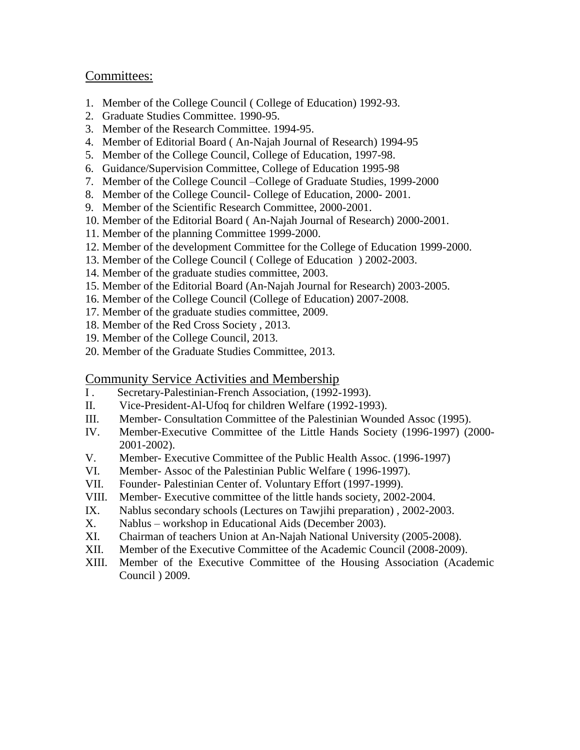## Committees:

1. Member of the College Council ( College of Education) 1992-93.
2. Graduate Studies Committee. 1990-95.
3. Member of the Research Committee. 1994-95.
4. Member of Editorial Board ( An-Najah Journal of Research) 1994-95
5. Member of the College Council, College of Education, 1997-98.
6. Guidance/Supervision Committee, College of Education 1995-98
7. Member of the College Council –College of Graduate Studies, 1999-2000
8. Member of the College Council- College of Education, 2000- 2001.
9. Member of the Scientific Research Committee, 2000-2001.
10. Member of the Editorial Board ( An-Najah Journal of Research) 2000-2001.
11. Member of the planning Committee 1999-2000.
12. Member of the development Committee for the College of Education 1999-2000.
13. Member of the College Council ( College of Education ) 2002-2003.
14. Member of the graduate studies committee, 2003.
15. Member of the Editorial Board (An-Najah Journal for Research) 2003-2005.
16. Member of the College Council (College of Education) 2007-2008.
17. Member of the graduate studies committee, 2009.
18. Member of the Red Cross Society , 2013.
19. Member of the College Council, 2013.
20. Member of the Graduate Studies Committee, 2013.

## Community Service Activities and Membership

I . Secretary-Palestinian-French Association, (1992-1993).

II. Vice-President-Al-Ufoq for children Welfare (1992-1993).

III. Member- Consultation Committee of the Palestinian Wounded Assoc (1995).

IV. Member-Executive Committee of the Little Hands Society (1996-1997) (2000-2001-2002).

V. Member- Executive Committee of the Public Health Assoc. (1996-1997)

VI. Member- Assoc of the Palestinian Public Welfare ( 1996-1997).

VII. Founder- Palestinian Center of. Voluntary Effort (1997-1999).

VIII. Member- Executive committee of the little hands society, 2002-2004.

IX. Nablus secondary schools (Lectures on Tawjihi preparation) , 2002-2003.

X. Nablus – workshop in Educational Aids (December 2003).

XI. Chairman of teachers Union at An-Najah National University (2005-2008).

XII. Member of the Executive Committee of the Academic Council (2008-2009).

XIII. Member of the Executive Committee of the Housing Association (Academic Council ) 2009.